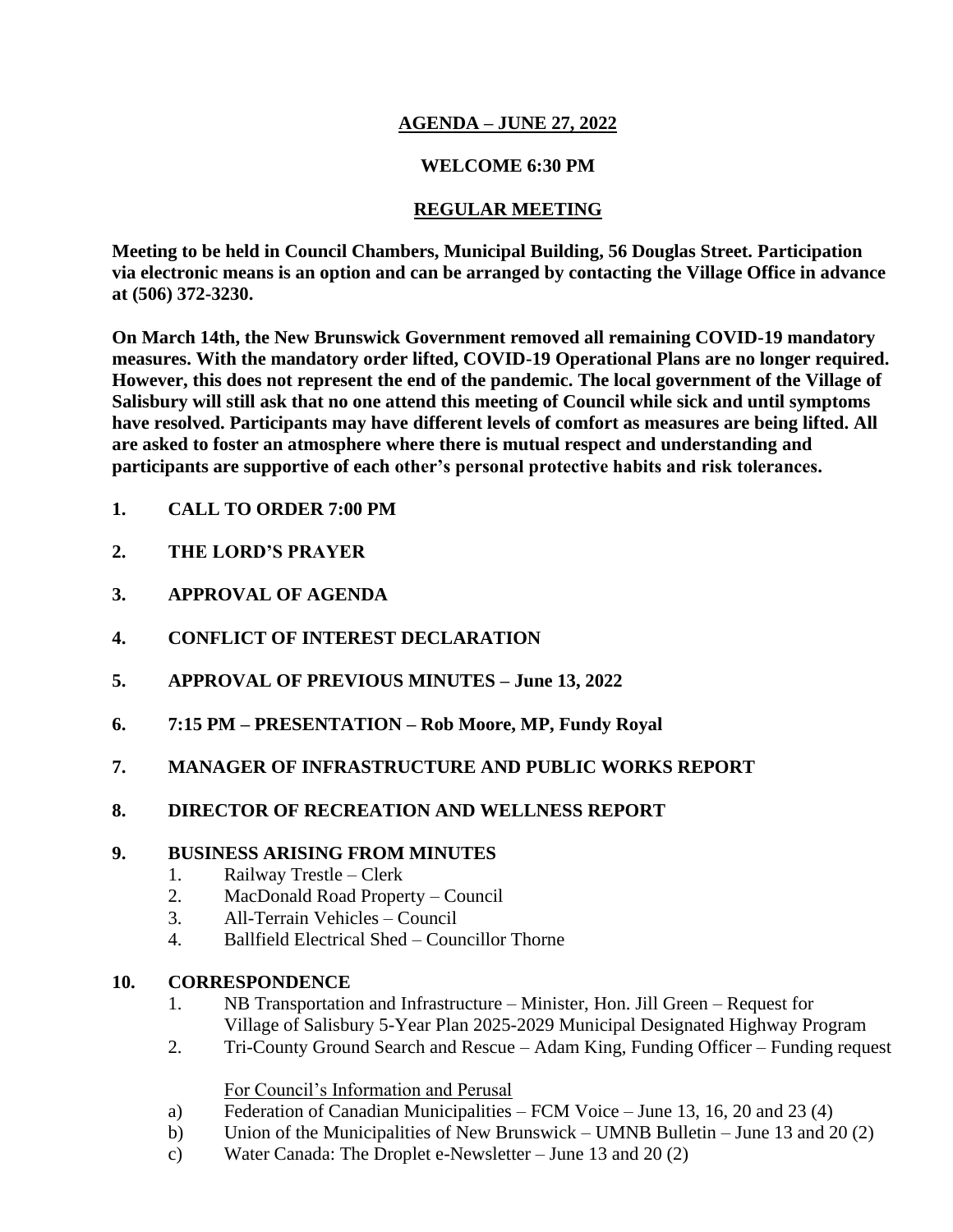**AGENDA – JUNE 27, 2022**

**WELCOME 6:30 PM**

**REGULAR MEETING**

**Meeting to be held in Council Chambers, Municipal Building, 56 Douglas Street. Participation via electronic means is an option and can be arranged by contacting the Village Office in advance at (506) 372-3230.**

**On March 14th, the New Brunswick Government removed all remaining COVID-19 mandatory measures. With the mandatory order lifted, COVID-19 Operational Plans are no longer required. However, this does not represent the end of the pandemic. The local government of the Village of Salisbury will still ask that no one attend this meeting of Council while sick and until symptoms have resolved. Participants may have different levels of comfort as measures are being lifted. All are asked to foster an atmosphere where there is mutual respect and understanding and participants are supportive of each other's personal protective habits and risk tolerances.**

1. **CALL TO ORDER 7:00 PM**
2. **THE LORD'S PRAYER**
3. **APPROVAL OF AGENDA**
4. **CONFLICT OF INTEREST DECLARATION**
5. **APPROVAL OF PREVIOUS MINUTES – June 13, 2022**
6. **7:15 PM – PRESENTATION – Rob Moore, MP, Fundy Royal**
7. **MANAGER OF INFRASTRUCTURE AND PUBLIC WORKS REPORT**
8. **DIRECTOR OF RECREATION AND WELLNESS REPORT**
9. **BUSINESS ARISING FROM MINUTES**
   1. Railway Trestle – Clerk
   2. MacDonald Road Property – Council
   3. All-Terrain Vehicles – Council
   4. Ballfield Electrical Shed – Councillor Thorne
10. **CORRESPONDENCE**
    1. NB Transportation and Infrastructure – Minister, Hon. Jill Green – Request for Village of Salisbury 5-Year Plan 2025-2029 Municipal Designated Highway Program
    2. Tri-County Ground Search and Rescue – Adam King, Funding Officer – Funding request

    For Council's Information and Perusal

    a) Federation of Canadian Municipalities – FCM Voice – June 13, 16, 20 and 23 (4)
    b) Union of the Municipalities of New Brunswick – UMNB Bulletin – June 13 and 20 (2)
    c) Water Canada: The Droplet e-Newsletter – June 13 and 20 (2)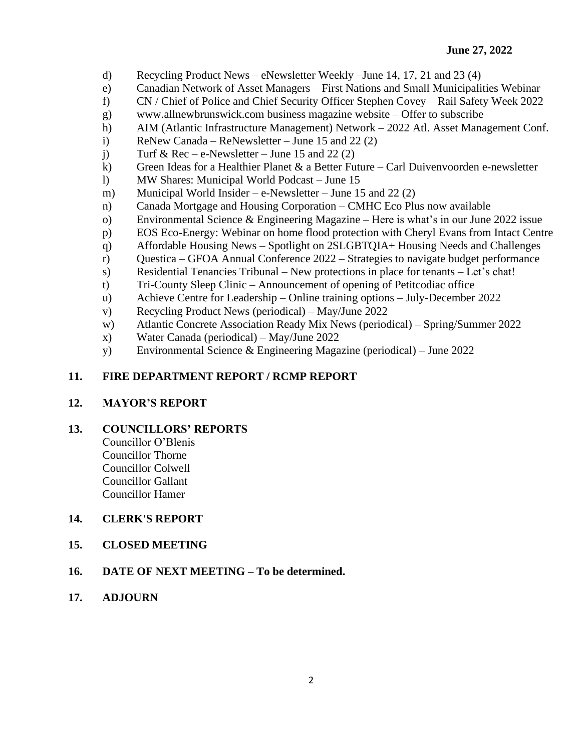**June 27, 2022**

d) Recycling Product News – eNewsletter Weekly –June 14, 17, 21 and 23 (4)
e) Canadian Network of Asset Managers – First Nations and Small Municipalities Webinar
f) CN / Chief of Police and Chief Security Officer Stephen Covey – Rail Safety Week 2022
g) www.allnewbrunswick.com business magazine website – Offer to subscribe
h) AIM (Atlantic Infrastructure Management) Network – 2022 Atl. Asset Management Conf.
i) ReNew Canada – ReNewsletter – June 15 and 22 (2)
j) Turf & Rec – e-Newsletter – June 15 and 22 (2)
k) Green Ideas for a Healthier Planet & a Better Future – Carl Duivenvoorden e-newsletter
l) MW Shares: Municipal World Podcast – June 15
m) Municipal World Insider – e-Newsletter – June 15 and 22 (2)
n) Canada Mortgage and Housing Corporation – CMHC Eco Plus now available
o) Environmental Science & Engineering Magazine – Here is what's in our June 2022 issue
p) EOS Eco-Energy: Webinar on home flood protection with Cheryl Evans from Intact Centre
q) Affordable Housing News – Spotlight on 2SLGBTQIA+ Housing Needs and Challenges
r) Questica – GFOA Annual Conference 2022 – Strategies to navigate budget performance
s) Residential Tenancies Tribunal – New protections in place for tenants – Let's chat!
t) Tri-County Sleep Clinic – Announcement of opening of Petitcodiac office
u) Achieve Centre for Leadership – Online training options – July-December 2022
v) Recycling Product News (periodical) – May/June 2022
w) Atlantic Concrete Association Ready Mix News (periodical) – Spring/Summer 2022
x) Water Canada (periodical) – May/June 2022
y) Environmental Science & Engineering Magazine (periodical) – June 2022

## 11. FIRE DEPARTMENT REPORT / RCMP REPORT

## 12. MAYOR'S REPORT

## 13. COUNCILLORS' REPORTS

Councillor O'Blenis
Councillor Thorne
Councillor Colwell
Councillor Gallant
Councillor Hamer

## 14. CLERK'S REPORT

## 15. CLOSED MEETING

## 16. DATE OF NEXT MEETING – To be determined.

## 17. ADJOURN